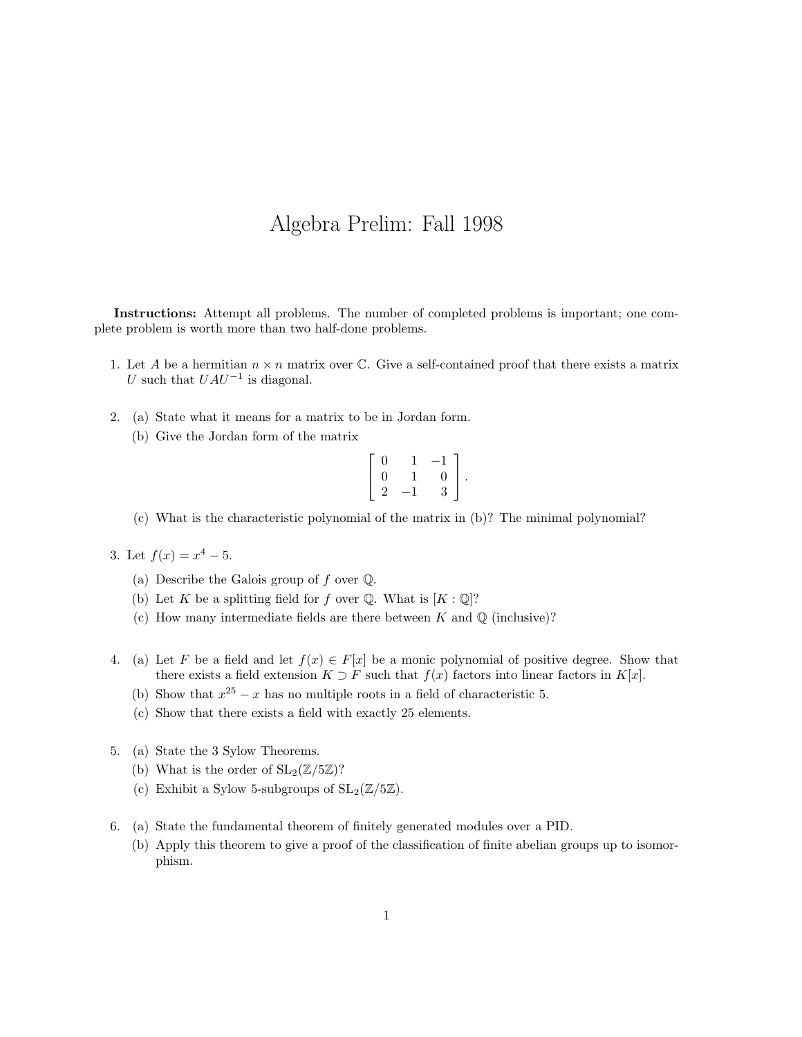# Algebra Prelim: Fall 1998

**Instructions:** Attempt all problems. The number of completed problems is important; one complete problem is worth more than two half-done problems.

1. Let $A$ be a hermitian $n \times n$ matrix over $\mathbb{C}$. Give a self-contained proof that there exists a matrix $U$ such that $UAU^{-1}$ is diagonal.

2. (a) State what it means for a matrix to be in Jordan form.

   (b) Give the Jordan form of the matrix
   $$\begin{bmatrix} 0 & 1 & -1 \\ 0 & 1 & 0 \\ 2 & -1 & 3 \end{bmatrix}.$$

   (c) What is the characteristic polynomial of the matrix in (b)? The minimal polynomial?

3. Let $f(x) = x^4 - 5$.

   (a) Describe the Galois group of $f$ over $\mathbb{Q}$.

   (b) Let $K$ be a splitting field for $f$ over $\mathbb{Q}$. What is $[K : \mathbb{Q}]$?

   (c) How many intermediate fields are there between $K$ and $\mathbb{Q}$ (inclusive)?

4. (a) Let $F$ be a field and let $f(x) \in F[x]$ be a monic polynomial of positive degree. Show that there exists a field extension $K \supset F$ such that $f(x)$ factors into linear factors in $K[x]$.

   (b) Show that $x^{25} - x$ has no multiple roots in a field of characteristic 5.

   (c) Show that there exists a field with exactly 25 elements.

5. (a) State the 3 Sylow Theorems.

   (b) What is the order of $\mathrm{SL}_2(\mathbb{Z}/5\mathbb{Z})$?

   (c) Exhibit a Sylow 5-subgroups of $\mathrm{SL}_2(\mathbb{Z}/5\mathbb{Z})$.

6. (a) State the fundamental theorem of finitely generated modules over a PID.

   (b) Apply this theorem to give a proof of the classification of finite abelian groups up to isomorphism.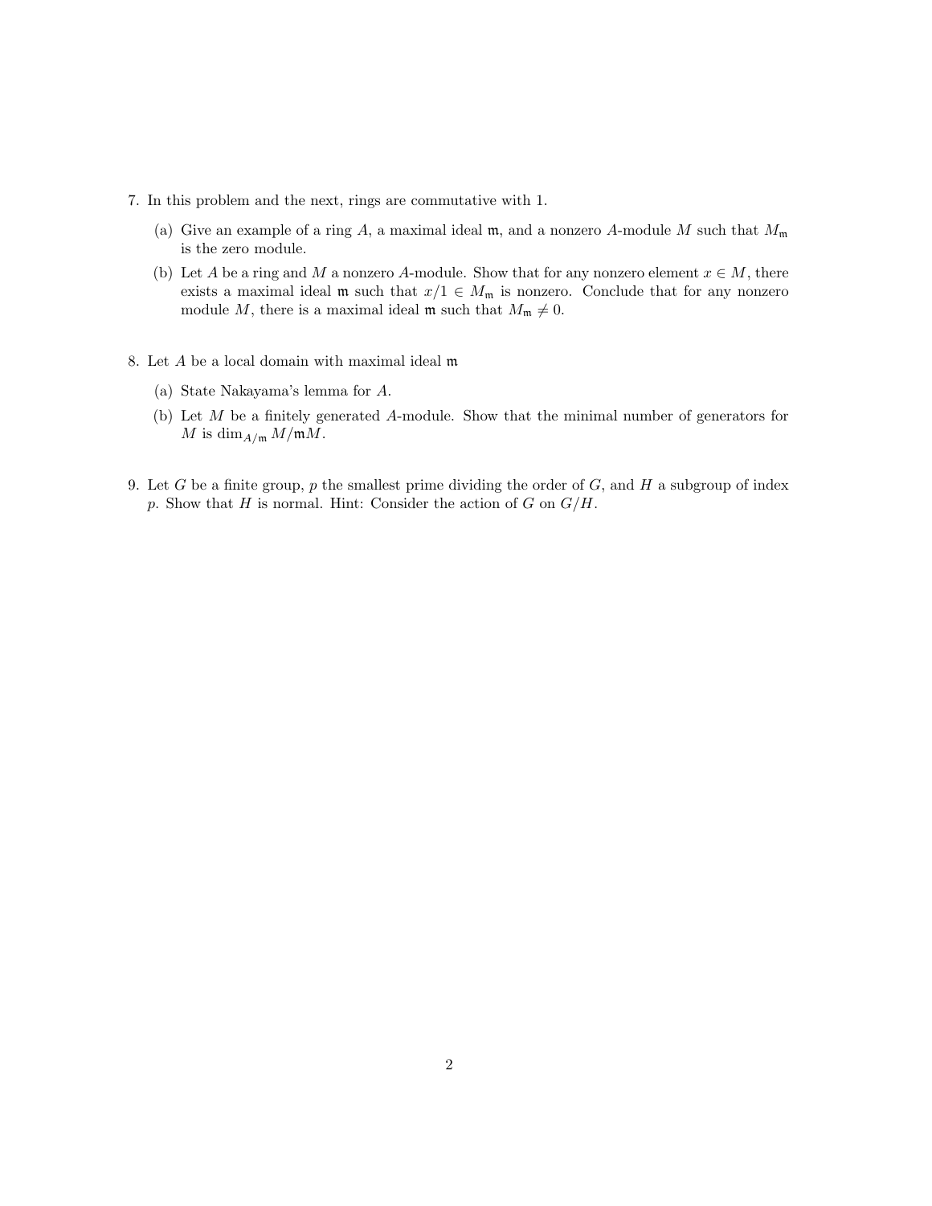7. In this problem and the next, rings are commutative with 1.

   (a) Give an example of a ring $A$, a maximal ideal $\mathfrak{m}$, and a nonzero $A$-module $M$ such that $M_{\mathfrak{m}}$ is the zero module.

   (b) Let $A$ be a ring and $M$ a nonzero $A$-module. Show that for any nonzero element $x \in M$, there exists a maximal ideal $\mathfrak{m}$ such that $x/1 \in M_{\mathfrak{m}}$ is nonzero. Conclude that for any nonzero module $M$, there is a maximal ideal $\mathfrak{m}$ such that $M_{\mathfrak{m}} \neq 0$.

8. Let $A$ be a local domain with maximal ideal $\mathfrak{m}$

   (a) State Nakayama's lemma for $A$.

   (b) Let $M$ be a finitely generated $A$-module. Show that the minimal number of generators for $M$ is $\dim_{A/\mathfrak{m}} M/\mathfrak{m}M$.

9. Let $G$ be a finite group, $p$ the smallest prime dividing the order of $G$, and $H$ a subgroup of index $p$. Show that $H$ is normal. Hint: Consider the action of $G$ on $G/H$.